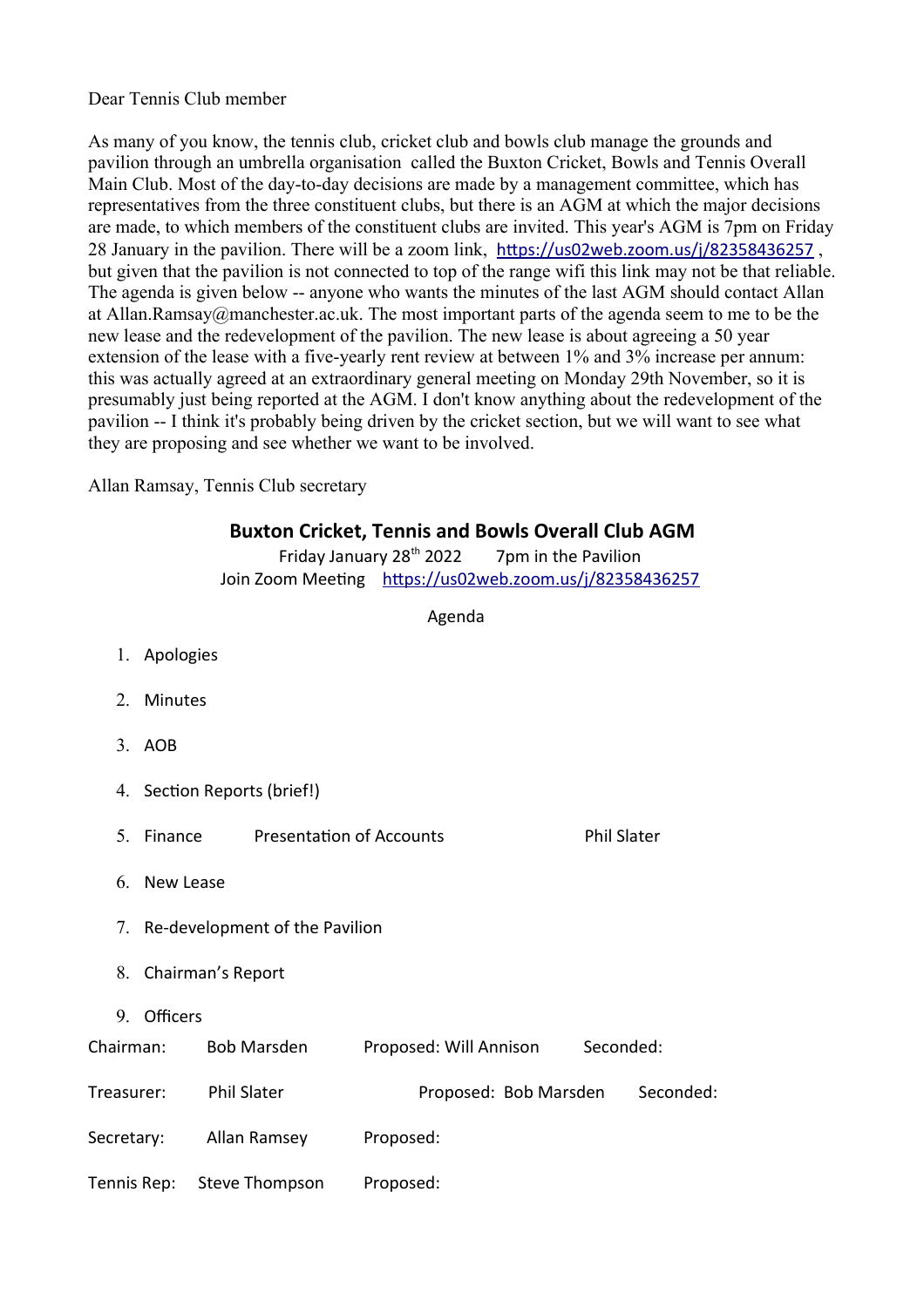Dear Tennis Club member

As many of you know, the tennis club, cricket club and bowls club manage the grounds and pavilion through an umbrella organisation called the Buxton Cricket, Bowls and Tennis Overall Main Club. Most of the day-to-day decisions are made by a management committee, which has representatives from the three constituent clubs, but there is an AGM at which the major decisions are made, to which members of the constituent clubs are invited. This year's AGM is 7pm on Friday 28 January in the pavilion. There will be a zoom link, https://us02web.zoom.us/j/82358436257 , but given that the pavilion is not connected to top of the range wifi this link may not be that reliable. The agenda is given below -- anyone who wants the minutes of the last AGM should contact Allan at Allan.Ramsay@manchester.ac.uk. The most important parts of the agenda seem to me to be the new lease and the redevelopment of the pavilion. The new lease is about agreeing a 50 year extension of the lease with a five-yearly rent review at between 1% and 3% increase per annum: this was actually agreed at an extraordinary general meeting on Monday 29th November, so it is presumably just being reported at the AGM. I don't know anything about the redevelopment of the pavilion -- I think it's probably being driven by the cricket section, but we will want to see what they are proposing and see whether we want to be involved.

Allan Ramsay, Tennis Club secretary

## Buxton Cricket, Tennis and Bowls Overall Club AGM

Friday January 28th 2022 7pm in the Pavilion

Join Zoom Meeting https://us02web.zoom.us/j/82358436257

Agenda

1. Apologies
2. Minutes
3. AOB
4. Section Reports (brief!)
5. Finance Presentation of Accounts Phil Slater
6. New Lease
7. Re-development of the Pavilion
8. Chairman's Report
9. Officers

| | | | |
|---|---|---|---|
| Chairman: | Bob Marsden | Proposed: Will Annison | Seconded: |
| Treasurer: | Phil Slater | Proposed: Bob Marsden | Seconded: |
| Secretary: | Allan Ramsey | Proposed: | |
| Tennis Rep: | Steve Thompson | Proposed: | |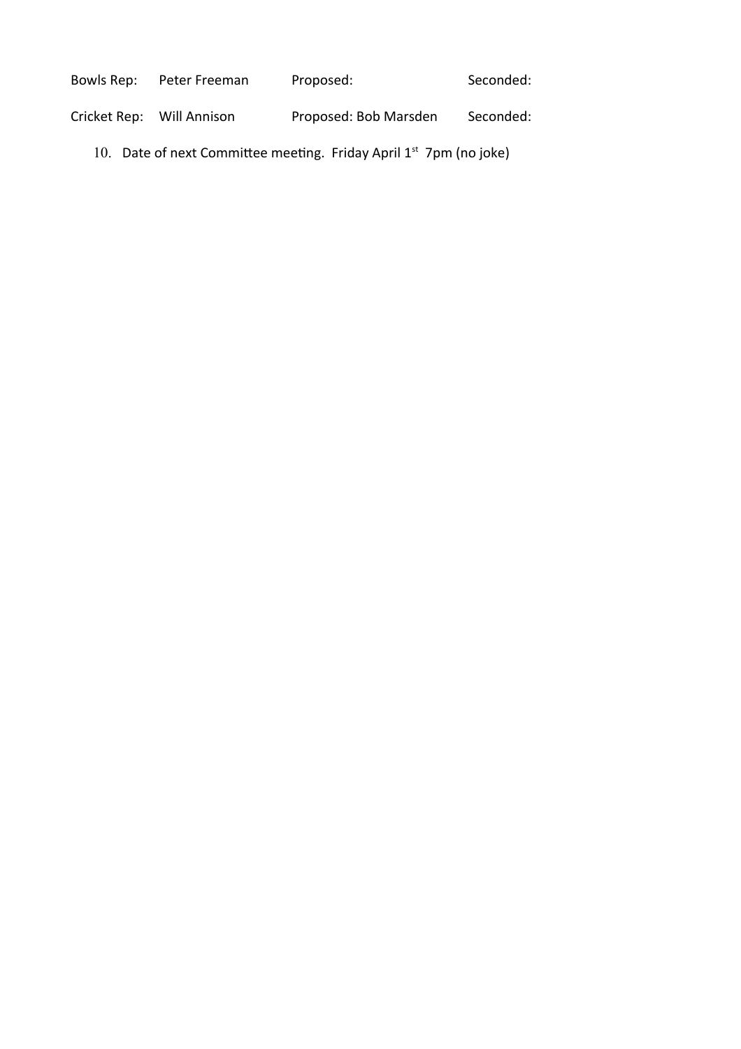| | | | |
|---|---|---|---|
| Bowls Rep: | Peter Freeman | Proposed: | Seconded: |
| Cricket Rep: | Will Annison | Proposed: Bob Marsden | Seconded: |

10. Date of next Committee meeting. Friday April 1st 7pm (no joke)